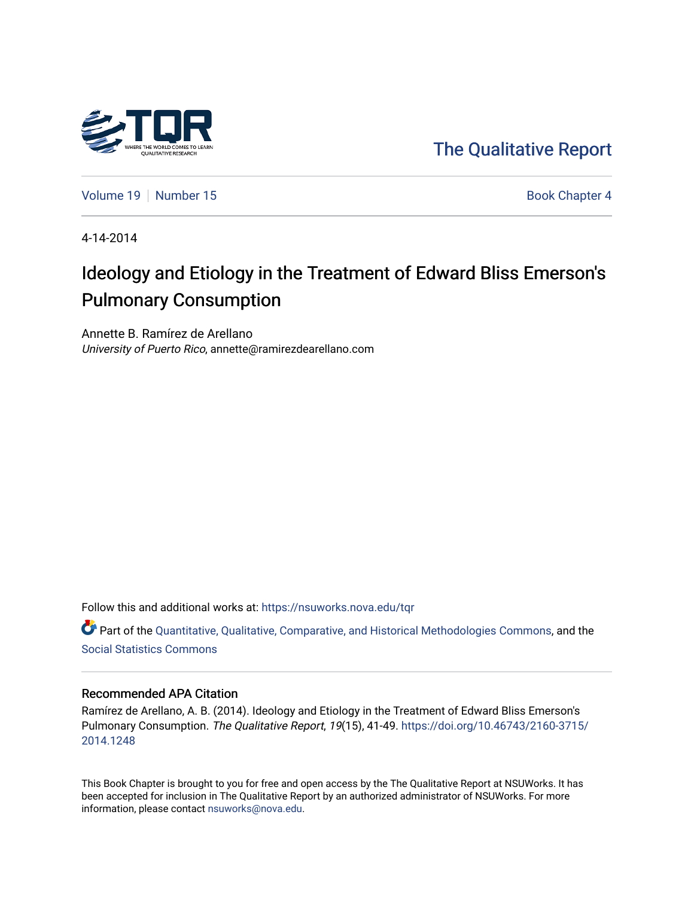The Qualitative Report

Volume 19 | Number 15 — Book Chapter 4

4-14-2014

# Ideology and Etiology in the Treatment of Edward Bliss Emerson's Pulmonary Consumption

Annette B. Ramírez de Arellano
*University of Puerto Rico*, annette@ramirezdearellano.com

Follow this and additional works at: https://nsuworks.nova.edu/tqr

Part of the Quantitative, Qualitative, Comparative, and Historical Methodologies Commons, and the Social Statistics Commons

## Recommended APA Citation

Ramírez de Arellano, A. B. (2014). Ideology and Etiology in the Treatment of Edward Bliss Emerson's Pulmonary Consumption. *The Qualitative Report*, *19*(15), 41-49. https://doi.org/10.46743/2160-3715/2014.1248

This Book Chapter is brought to you for free and open access by the The Qualitative Report at NSUWorks. It has been accepted for inclusion in The Qualitative Report by an authorized administrator of NSUWorks. For more information, please contact nsuworks@nova.edu.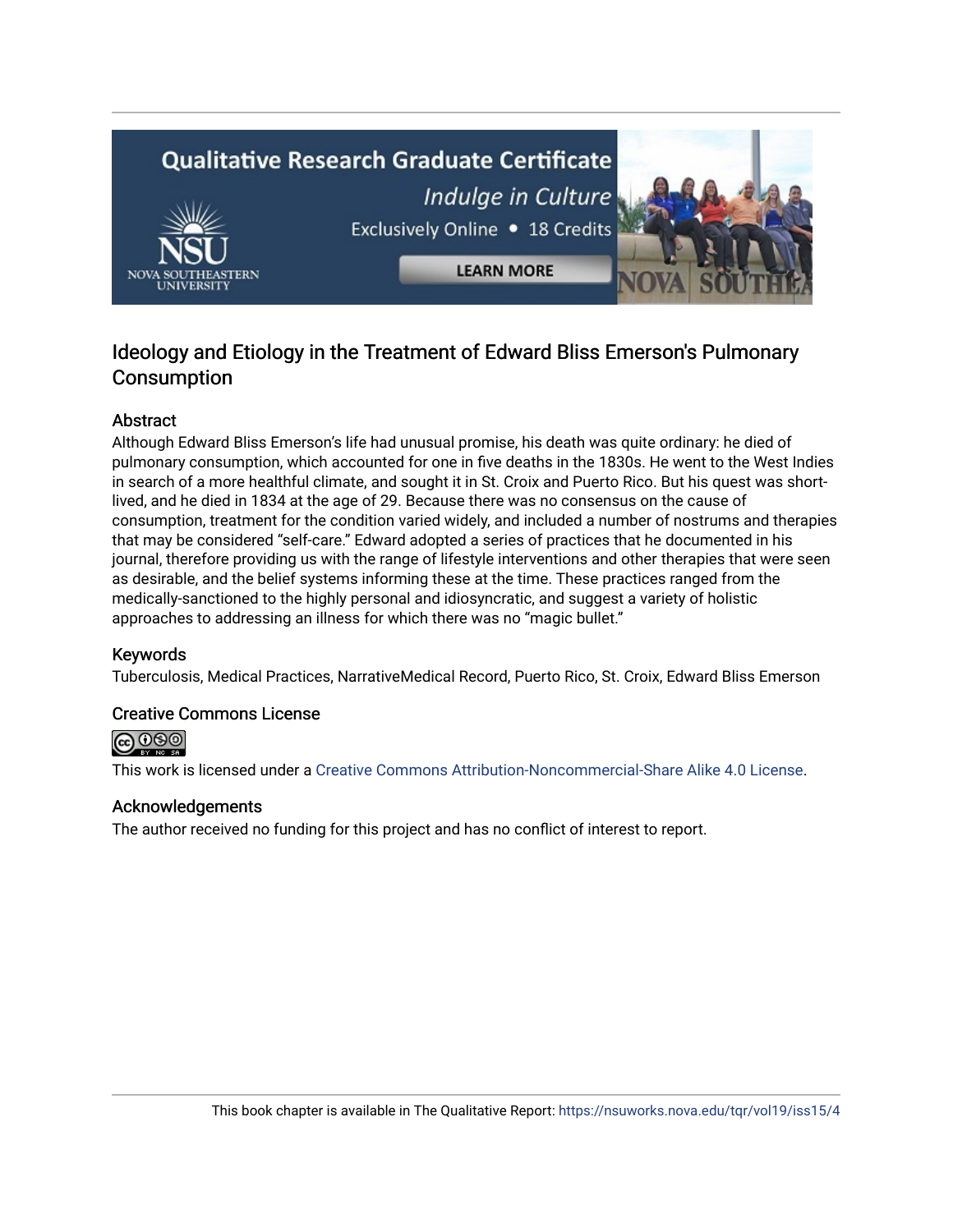# Ideology and Etiology in the Treatment of Edward Bliss Emerson's Pulmonary Consumption

## Abstract

Although Edward Bliss Emerson's life had unusual promise, his death was quite ordinary: he died of pulmonary consumption, which accounted for one in five deaths in the 1830s. He went to the West Indies in search of a more healthful climate, and sought it in St. Croix and Puerto Rico. But his quest was short-lived, and he died in 1834 at the age of 29. Because there was no consensus on the cause of consumption, treatment for the condition varied widely, and included a number of nostrums and therapies that may be considered "self-care." Edward adopted a series of practices that he documented in his journal, therefore providing us with the range of lifestyle interventions and other therapies that were seen as desirable, and the belief systems informing these at the time. These practices ranged from the medically-sanctioned to the highly personal and idiosyncratic, and suggest a variety of holistic approaches to addressing an illness for which there was no "magic bullet."

## Keywords

Tuberculosis, Medical Practices, NarrativeMedical Record, Puerto Rico, St. Croix, Edward Bliss Emerson

## Creative Commons License

This work is licensed under a Creative Commons Attribution-Noncommercial-Share Alike 4.0 License.

## Acknowledgements

The author received no funding for this project and has no conflict of interest to report.

This book chapter is available in The Qualitative Report: https://nsuworks.nova.edu/tqr/vol19/iss15/4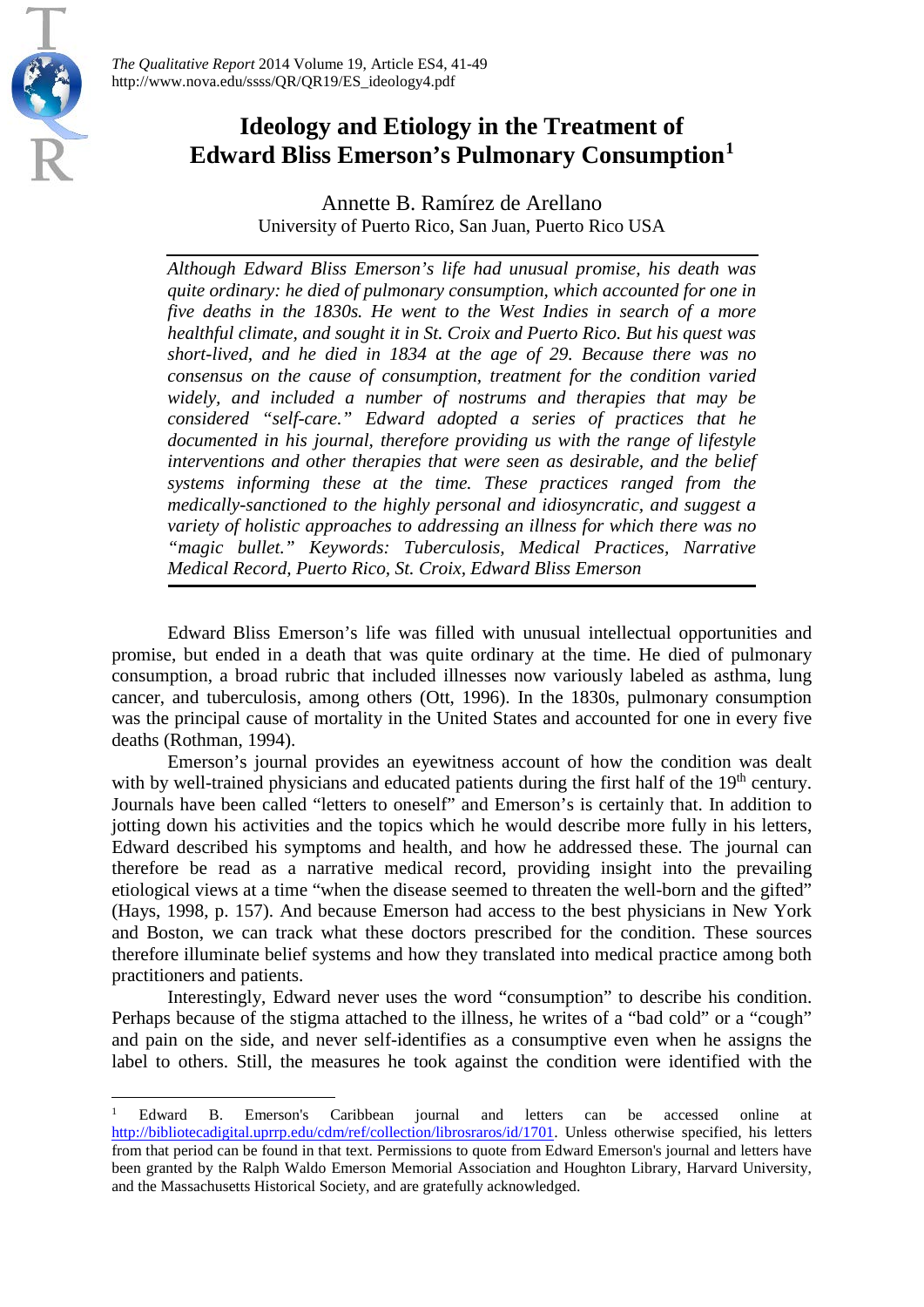# Ideology and Etiology in the Treatment of Edward Bliss Emerson's Pulmonary Consumption[1]

Annette B. Ramírez de Arellano
University of Puerto Rico, San Juan, Puerto Rico USA

*Although Edward Bliss Emerson's life had unusual promise, his death was quite ordinary: he died of pulmonary consumption, which accounted for one in five deaths in the 1830s. He went to the West Indies in search of a more healthful climate, and sought it in St. Croix and Puerto Rico. But his quest was short-lived, and he died in 1834 at the age of 29. Because there was no consensus on the cause of consumption, treatment for the condition varied widely, and included a number of nostrums and therapies that may be considered "self-care." Edward adopted a series of practices that he documented in his journal, therefore providing us with the range of lifestyle interventions and other therapies that were seen as desirable, and the belief systems informing these at the time. These practices ranged from the medically-sanctioned to the highly personal and idiosyncratic, and suggest a variety of holistic approaches to addressing an illness for which there was no "magic bullet." Keywords: Tuberculosis, Medical Practices, Narrative Medical Record, Puerto Rico, St. Croix, Edward Bliss Emerson*

Edward Bliss Emerson's life was filled with unusual intellectual opportunities and promise, but ended in a death that was quite ordinary at the time. He died of pulmonary consumption, a broad rubric that included illnesses now variously labeled as asthma, lung cancer, and tuberculosis, among others (Ott, 1996). In the 1830s, pulmonary consumption was the principal cause of mortality in the United States and accounted for one in every five deaths (Rothman, 1994).

Emerson's journal provides an eyewitness account of how the condition was dealt with by well-trained physicians and educated patients during the first half of the 19th century. Journals have been called "letters to oneself" and Emerson's is certainly that. In addition to jotting down his activities and the topics which he would describe more fully in his letters, Edward described his symptoms and health, and how he addressed these. The journal can therefore be read as a narrative medical record, providing insight into the prevailing etiological views at a time "when the disease seemed to threaten the well-born and the gifted" (Hays, 1998, p. 157). And because Emerson had access to the best physicians in New York and Boston, we can track what these doctors prescribed for the condition. These sources therefore illuminate belief systems and how they translated into medical practice among both practitioners and patients.

Interestingly, Edward never uses the word "consumption" to describe his condition. Perhaps because of the stigma attached to the illness, he writes of a "bad cold" or a "cough" and pain on the side, and never self-identifies as a consumptive even when he assigns the label to others. Still, the measures he took against the condition were identified with the

[1] Edward B. Emerson's Caribbean journal and letters can be accessed online at http://bibliotecadigital.uprrp.edu/cdm/ref/collection/librosraros/id/1701. Unless otherwise specified, his letters from that period can be found in that text. Permissions to quote from Edward Emerson's journal and letters have been granted by the Ralph Waldo Emerson Memorial Association and Houghton Library, Harvard University, and the Massachusetts Historical Society, and are gratefully acknowledged.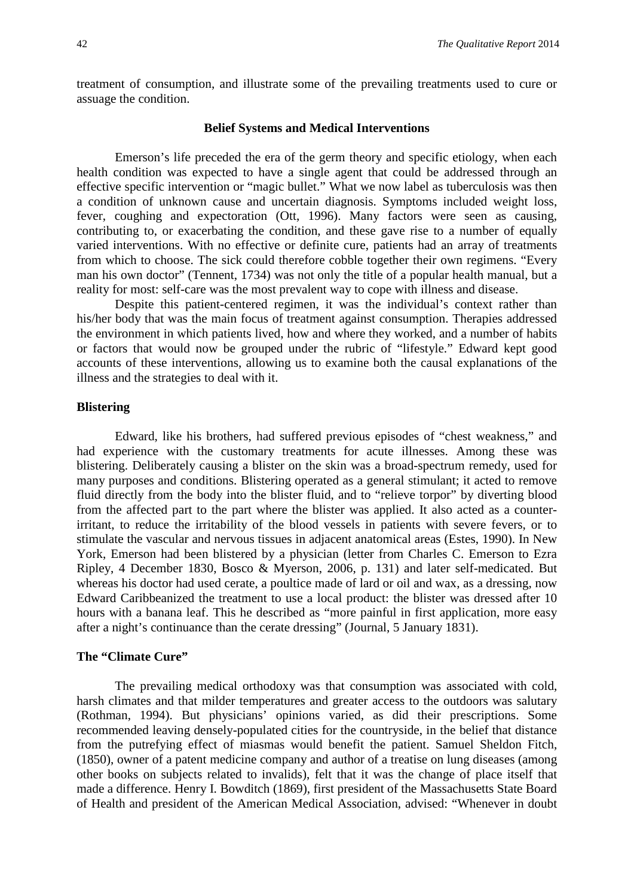treatment of consumption, and illustrate some of the prevailing treatments used to cure or assuage the condition.

## Belief Systems and Medical Interventions

Emerson's life preceded the era of the germ theory and specific etiology, when each health condition was expected to have a single agent that could be addressed through an effective specific intervention or "magic bullet." What we now label as tuberculosis was then a condition of unknown cause and uncertain diagnosis. Symptoms included weight loss, fever, coughing and expectoration (Ott, 1996). Many factors were seen as causing, contributing to, or exacerbating the condition, and these gave rise to a number of equally varied interventions. With no effective or definite cure, patients had an array of treatments from which to choose. The sick could therefore cobble together their own regimens. "Every man his own doctor" (Tennent, 1734) was not only the title of a popular health manual, but a reality for most: self-care was the most prevalent way to cope with illness and disease.

Despite this patient-centered regimen, it was the individual's context rather than his/her body that was the main focus of treatment against consumption. Therapies addressed the environment in which patients lived, how and where they worked, and a number of habits or factors that would now be grouped under the rubric of "lifestyle." Edward kept good accounts of these interventions, allowing us to examine both the causal explanations of the illness and the strategies to deal with it.

### Blistering

Edward, like his brothers, had suffered previous episodes of "chest weakness," and had experience with the customary treatments for acute illnesses. Among these was blistering. Deliberately causing a blister on the skin was a broad-spectrum remedy, used for many purposes and conditions. Blistering operated as a general stimulant; it acted to remove fluid directly from the body into the blister fluid, and to "relieve torpor" by diverting blood from the affected part to the part where the blister was applied. It also acted as a counter-irritant, to reduce the irritability of the blood vessels in patients with severe fevers, or to stimulate the vascular and nervous tissues in adjacent anatomical areas (Estes, 1990). In New York, Emerson had been blistered by a physician (letter from Charles C. Emerson to Ezra Ripley, 4 December 1830, Bosco & Myerson, 2006, p. 131) and later self-medicated. But whereas his doctor had used cerate, a poultice made of lard or oil and wax, as a dressing, now Edward Caribbeanized the treatment to use a local product: the blister was dressed after 10 hours with a banana leaf. This he described as "more painful in first application, more easy after a night's continuance than the cerate dressing" (Journal, 5 January 1831).

### The "Climate Cure"

The prevailing medical orthodoxy was that consumption was associated with cold, harsh climates and that milder temperatures and greater access to the outdoors was salutary (Rothman, 1994). But physicians' opinions varied, as did their prescriptions. Some recommended leaving densely-populated cities for the countryside, in the belief that distance from the putrefying effect of miasmas would benefit the patient. Samuel Sheldon Fitch, (1850), owner of a patent medicine company and author of a treatise on lung diseases (among other books on subjects related to invalids), felt that it was the change of place itself that made a difference. Henry I. Bowditch (1869), first president of the Massachusetts State Board of Health and president of the American Medical Association, advised: "Whenever in doubt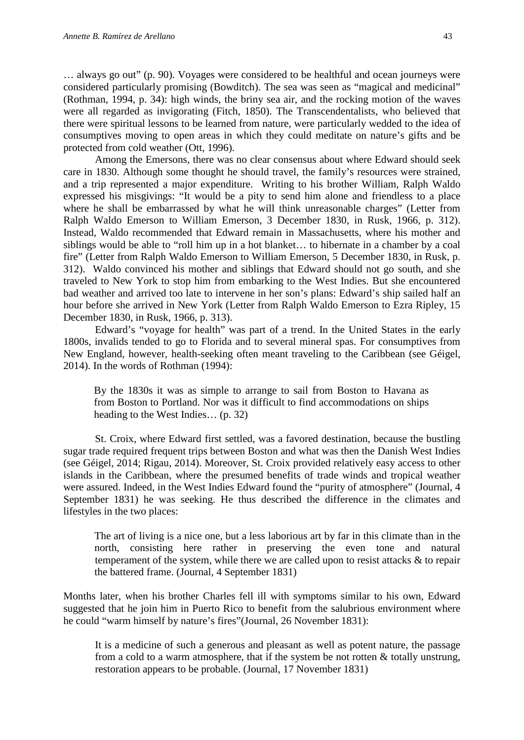… always go out" (p. 90). Voyages were considered to be healthful and ocean journeys were considered particularly promising (Bowditch). The sea was seen as "magical and medicinal" (Rothman, 1994, p. 34): high winds, the briny sea air, and the rocking motion of the waves were all regarded as invigorating (Fitch, 1850). The Transcendentalists, who believed that there were spiritual lessons to be learned from nature, were particularly wedded to the idea of consumptives moving to open areas in which they could meditate on nature's gifts and be protected from cold weather (Ott, 1996).

Among the Emersons, there was no clear consensus about where Edward should seek care in 1830. Although some thought he should travel, the family's resources were strained, and a trip represented a major expenditure. Writing to his brother William, Ralph Waldo expressed his misgivings: "It would be a pity to send him alone and friendless to a place where he shall be embarrassed by what he will think unreasonable charges" (Letter from Ralph Waldo Emerson to William Emerson, 3 December 1830, in Rusk, 1966, p. 312). Instead, Waldo recommended that Edward remain in Massachusetts, where his mother and siblings would be able to "roll him up in a hot blanket… to hibernate in a chamber by a coal fire" (Letter from Ralph Waldo Emerson to William Emerson, 5 December 1830, in Rusk, p. 312). Waldo convinced his mother and siblings that Edward should not go south, and she traveled to New York to stop him from embarking to the West Indies. But she encountered bad weather and arrived too late to intervene in her son's plans: Edward's ship sailed half an hour before she arrived in New York (Letter from Ralph Waldo Emerson to Ezra Ripley, 15 December 1830, in Rusk, 1966, p. 313).

Edward's "voyage for health" was part of a trend. In the United States in the early 1800s, invalids tended to go to Florida and to several mineral spas. For consumptives from New England, however, health-seeking often meant traveling to the Caribbean (see Géigel, 2014). In the words of Rothman (1994):

> By the 1830s it was as simple to arrange to sail from Boston to Havana as from Boston to Portland. Nor was it difficult to find accommodations on ships heading to the West Indies… (p. 32)

St. Croix, where Edward first settled, was a favored destination, because the bustling sugar trade required frequent trips between Boston and what was then the Danish West Indies (see Géigel, 2014; Rigau, 2014). Moreover, St. Croix provided relatively easy access to other islands in the Caribbean, where the presumed benefits of trade winds and tropical weather were assured. Indeed, in the West Indies Edward found the "purity of atmosphere" (Journal, 4 September 1831) he was seeking. He thus described the difference in the climates and lifestyles in the two places:

> The art of living is a nice one, but a less laborious art by far in this climate than in the north, consisting here rather in preserving the even tone and natural temperament of the system, while there we are called upon to resist attacks & to repair the battered frame. (Journal, 4 September 1831)

Months later, when his brother Charles fell ill with symptoms similar to his own, Edward suggested that he join him in Puerto Rico to benefit from the salubrious environment where he could "warm himself by nature's fires"(Journal, 26 November 1831):

> It is a medicine of such a generous and pleasant as well as potent nature, the passage from a cold to a warm atmosphere, that if the system be not rotten & totally unstrung, restoration appears to be probable. (Journal, 17 November 1831)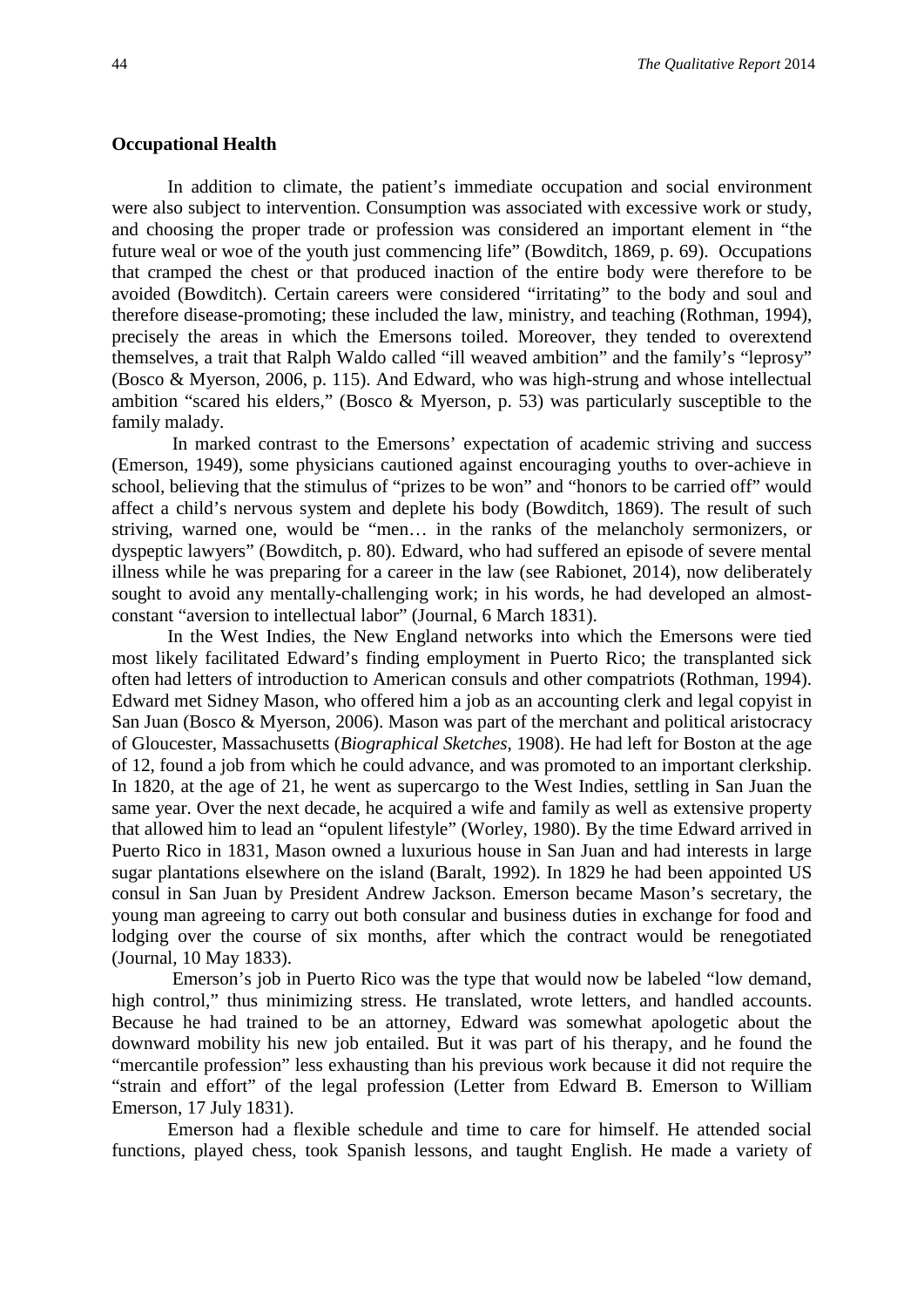**Occupational Health**

In addition to climate, the patient's immediate occupation and social environment were also subject to intervention. Consumption was associated with excessive work or study, and choosing the proper trade or profession was considered an important element in "the future weal or woe of the youth just commencing life" (Bowditch, 1869, p. 69). Occupations that cramped the chest or that produced inaction of the entire body were therefore to be avoided (Bowditch). Certain careers were considered "irritating" to the body and soul and therefore disease-promoting; these included the law, ministry, and teaching (Rothman, 1994), precisely the areas in which the Emersons toiled. Moreover, they tended to overextend themselves, a trait that Ralph Waldo called "ill weaved ambition" and the family's "leprosy" (Bosco & Myerson, 2006, p. 115). And Edward, who was high-strung and whose intellectual ambition "scared his elders," (Bosco & Myerson, p. 53) was particularly susceptible to the family malady.

In marked contrast to the Emersons' expectation of academic striving and success (Emerson, 1949), some physicians cautioned against encouraging youths to over-achieve in school, believing that the stimulus of "prizes to be won" and "honors to be carried off" would affect a child's nervous system and deplete his body (Bowditch, 1869). The result of such striving, warned one, would be "men… in the ranks of the melancholy sermonizers, or dyspeptic lawyers" (Bowditch, p. 80). Edward, who had suffered an episode of severe mental illness while he was preparing for a career in the law (see Rabionet, 2014), now deliberately sought to avoid any mentally-challenging work; in his words, he had developed an almost-constant "aversion to intellectual labor" (Journal, 6 March 1831).

In the West Indies, the New England networks into which the Emersons were tied most likely facilitated Edward's finding employment in Puerto Rico; the transplanted sick often had letters of introduction to American consuls and other compatriots (Rothman, 1994). Edward met Sidney Mason, who offered him a job as an accounting clerk and legal copyist in San Juan (Bosco & Myerson, 2006). Mason was part of the merchant and political aristocracy of Gloucester, Massachusetts (*Biographical Sketches*, 1908). He had left for Boston at the age of 12, found a job from which he could advance, and was promoted to an important clerkship. In 1820, at the age of 21, he went as supercargo to the West Indies, settling in San Juan the same year. Over the next decade, he acquired a wife and family as well as extensive property that allowed him to lead an "opulent lifestyle" (Worley, 1980). By the time Edward arrived in Puerto Rico in 1831, Mason owned a luxurious house in San Juan and had interests in large sugar plantations elsewhere on the island (Baralt, 1992). In 1829 he had been appointed US consul in San Juan by President Andrew Jackson. Emerson became Mason's secretary, the young man agreeing to carry out both consular and business duties in exchange for food and lodging over the course of six months, after which the contract would be renegotiated (Journal, 10 May 1833).

Emerson's job in Puerto Rico was the type that would now be labeled "low demand, high control," thus minimizing stress. He translated, wrote letters, and handled accounts. Because he had trained to be an attorney, Edward was somewhat apologetic about the downward mobility his new job entailed. But it was part of his therapy, and he found the "mercantile profession" less exhausting than his previous work because it did not require the "strain and effort" of the legal profession (Letter from Edward B. Emerson to William Emerson, 17 July 1831).

Emerson had a flexible schedule and time to care for himself. He attended social functions, played chess, took Spanish lessons, and taught English. He made a variety of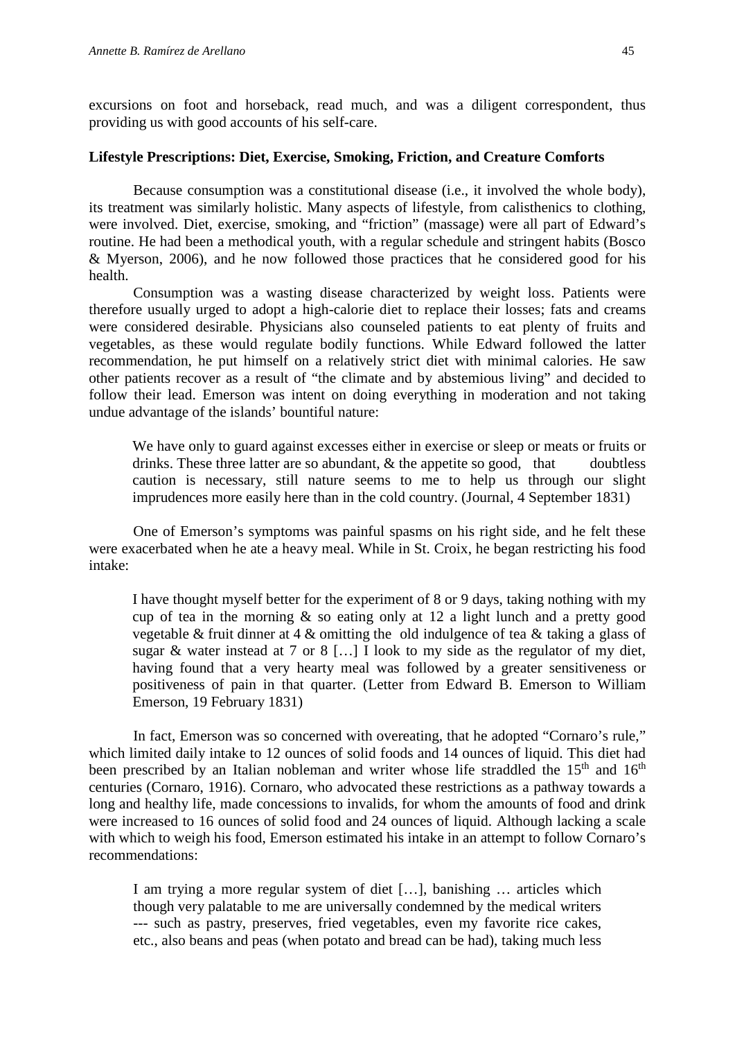excursions on foot and horseback, read much, and was a diligent correspondent, thus providing us with good accounts of his self-care.

**Lifestyle Prescriptions: Diet, Exercise, Smoking, Friction, and Creature Comforts**

Because consumption was a constitutional disease (i.e., it involved the whole body), its treatment was similarly holistic. Many aspects of lifestyle, from calisthenics to clothing, were involved. Diet, exercise, smoking, and "friction" (massage) were all part of Edward's routine. He had been a methodical youth, with a regular schedule and stringent habits (Bosco & Myerson, 2006), and he now followed those practices that he considered good for his health.

Consumption was a wasting disease characterized by weight loss. Patients were therefore usually urged to adopt a high-calorie diet to replace their losses; fats and creams were considered desirable. Physicians also counseled patients to eat plenty of fruits and vegetables, as these would regulate bodily functions. While Edward followed the latter recommendation, he put himself on a relatively strict diet with minimal calories. He saw other patients recover as a result of "the climate and by abstemious living" and decided to follow their lead. Emerson was intent on doing everything in moderation and not taking undue advantage of the islands' bountiful nature:

> We have only to guard against excesses either in exercise or sleep or meats or fruits or drinks. These three latter are so abundant, & the appetite so good, that doubtless caution is necessary, still nature seems to me to help us through our slight imprudences more easily here than in the cold country. (Journal, 4 September 1831)

One of Emerson's symptoms was painful spasms on his right side, and he felt these were exacerbated when he ate a heavy meal. While in St. Croix, he began restricting his food intake:

> I have thought myself better for the experiment of 8 or 9 days, taking nothing with my cup of tea in the morning & so eating only at 12 a light lunch and a pretty good vegetable & fruit dinner at 4 & omitting the old indulgence of tea & taking a glass of sugar & water instead at 7 or 8 […] I look to my side as the regulator of my diet, having found that a very hearty meal was followed by a greater sensitiveness or positiveness of pain in that quarter. (Letter from Edward B. Emerson to William Emerson, 19 February 1831)

In fact, Emerson was so concerned with overeating, that he adopted "Cornaro's rule," which limited daily intake to 12 ounces of solid foods and 14 ounces of liquid. This diet had been prescribed by an Italian nobleman and writer whose life straddled the 15th and 16th centuries (Cornaro, 1916). Cornaro, who advocated these restrictions as a pathway towards a long and healthy life, made concessions to invalids, for whom the amounts of food and drink were increased to 16 ounces of solid food and 24 ounces of liquid. Although lacking a scale with which to weigh his food, Emerson estimated his intake in an attempt to follow Cornaro's recommendations:

> I am trying a more regular system of diet […], banishing … articles which though very palatable to me are universally condemned by the medical writers --- such as pastry, preserves, fried vegetables, even my favorite rice cakes, etc., also beans and peas (when potato and bread can be had), taking much less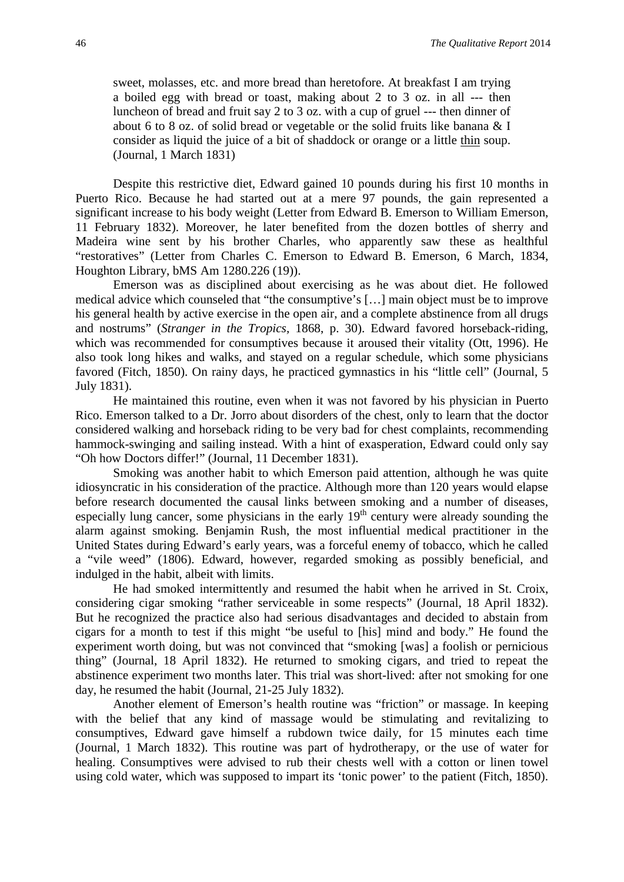> sweet, molasses, etc. and more bread than heretofore. At breakfast I am trying a boiled egg with bread or toast, making about 2 to 3 oz. in all --- then luncheon of bread and fruit say 2 to 3 oz. with a cup of gruel --- then dinner of about 6 to 8 oz. of solid bread or vegetable or the solid fruits like banana & I consider as liquid the juice of a bit of shaddock or orange or a little thin soup. (Journal, 1 March 1831)

Despite this restrictive diet, Edward gained 10 pounds during his first 10 months in Puerto Rico. Because he had started out at a mere 97 pounds, the gain represented a significant increase to his body weight (Letter from Edward B. Emerson to William Emerson, 11 February 1832). Moreover, he later benefited from the dozen bottles of sherry and Madeira wine sent by his brother Charles, who apparently saw these as healthful "restoratives" (Letter from Charles C. Emerson to Edward B. Emerson, 6 March, 1834, Houghton Library, bMS Am 1280.226 (19)).

Emerson was as disciplined about exercising as he was about diet. He followed medical advice which counseled that "the consumptive's […] main object must be to improve his general health by active exercise in the open air, and a complete abstinence from all drugs and nostrums" (*Stranger in the Tropics*, 1868, p. 30). Edward favored horseback-riding, which was recommended for consumptives because it aroused their vitality (Ott, 1996). He also took long hikes and walks, and stayed on a regular schedule, which some physicians favored (Fitch, 1850). On rainy days, he practiced gymnastics in his "little cell" (Journal, 5 July 1831).

He maintained this routine, even when it was not favored by his physician in Puerto Rico. Emerson talked to a Dr. Jorro about disorders of the chest, only to learn that the doctor considered walking and horseback riding to be very bad for chest complaints, recommending hammock-swinging and sailing instead. With a hint of exasperation, Edward could only say "Oh how Doctors differ!" (Journal, 11 December 1831).

Smoking was another habit to which Emerson paid attention, although he was quite idiosyncratic in his consideration of the practice. Although more than 120 years would elapse before research documented the causal links between smoking and a number of diseases, especially lung cancer, some physicians in the early 19th century were already sounding the alarm against smoking. Benjamin Rush, the most influential medical practitioner in the United States during Edward's early years, was a forceful enemy of tobacco, which he called a "vile weed" (1806). Edward, however, regarded smoking as possibly beneficial, and indulged in the habit, albeit with limits.

He had smoked intermittently and resumed the habit when he arrived in St. Croix, considering cigar smoking "rather serviceable in some respects" (Journal, 18 April 1832). But he recognized the practice also had serious disadvantages and decided to abstain from cigars for a month to test if this might "be useful to [his] mind and body." He found the experiment worth doing, but was not convinced that "smoking [was] a foolish or pernicious thing" (Journal, 18 April 1832). He returned to smoking cigars, and tried to repeat the abstinence experiment two months later. This trial was short-lived: after not smoking for one day, he resumed the habit (Journal, 21-25 July 1832).

Another element of Emerson's health routine was "friction" or massage. In keeping with the belief that any kind of massage would be stimulating and revitalizing to consumptives, Edward gave himself a rubdown twice daily, for 15 minutes each time (Journal, 1 March 1832). This routine was part of hydrotherapy, or the use of water for healing. Consumptives were advised to rub their chests well with a cotton or linen towel using cold water, which was supposed to impart its 'tonic power' to the patient (Fitch, 1850).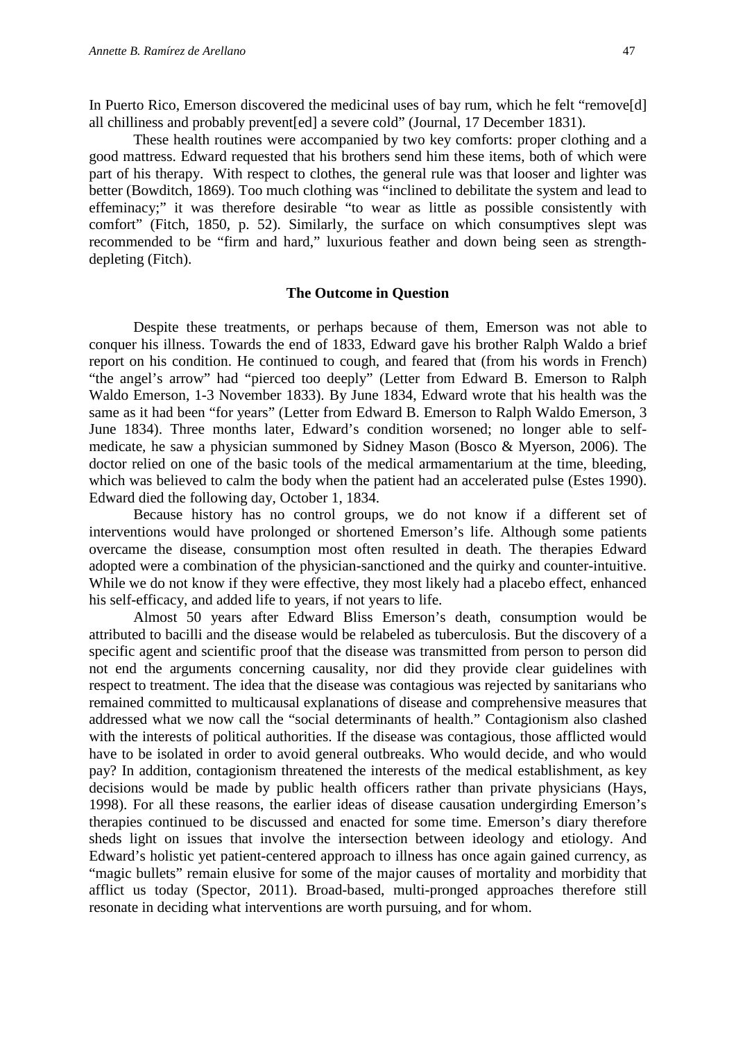In Puerto Rico, Emerson discovered the medicinal uses of bay rum, which he felt "remove[d] all chilliness and probably prevent[ed] a severe cold" (Journal, 17 December 1831).

These health routines were accompanied by two key comforts: proper clothing and a good mattress. Edward requested that his brothers send him these items, both of which were part of his therapy. With respect to clothes, the general rule was that looser and lighter was better (Bowditch, 1869). Too much clothing was "inclined to debilitate the system and lead to effeminacy;" it was therefore desirable "to wear as little as possible consistently with comfort" (Fitch, 1850, p. 52). Similarly, the surface on which consumptives slept was recommended to be "firm and hard," luxurious feather and down being seen as strength-depleting (Fitch).

## The Outcome in Question

Despite these treatments, or perhaps because of them, Emerson was not able to conquer his illness. Towards the end of 1833, Edward gave his brother Ralph Waldo a brief report on his condition. He continued to cough, and feared that (from his words in French) "the angel's arrow" had "pierced too deeply" (Letter from Edward B. Emerson to Ralph Waldo Emerson, 1-3 November 1833). By June 1834, Edward wrote that his health was the same as it had been "for years" (Letter from Edward B. Emerson to Ralph Waldo Emerson, 3 June 1834). Three months later, Edward's condition worsened; no longer able to self-medicate, he saw a physician summoned by Sidney Mason (Bosco & Myerson, 2006). The doctor relied on one of the basic tools of the medical armamentarium at the time, bleeding, which was believed to calm the body when the patient had an accelerated pulse (Estes 1990). Edward died the following day, October 1, 1834.

Because history has no control groups, we do not know if a different set of interventions would have prolonged or shortened Emerson's life. Although some patients overcame the disease, consumption most often resulted in death. The therapies Edward adopted were a combination of the physician-sanctioned and the quirky and counter-intuitive. While we do not know if they were effective, they most likely had a placebo effect, enhanced his self-efficacy, and added life to years, if not years to life.

Almost 50 years after Edward Bliss Emerson's death, consumption would be attributed to bacilli and the disease would be relabeled as tuberculosis. But the discovery of a specific agent and scientific proof that the disease was transmitted from person to person did not end the arguments concerning causality, nor did they provide clear guidelines with respect to treatment. The idea that the disease was contagious was rejected by sanitarians who remained committed to multicausal explanations of disease and comprehensive measures that addressed what we now call the "social determinants of health." Contagionism also clashed with the interests of political authorities. If the disease was contagious, those afflicted would have to be isolated in order to avoid general outbreaks. Who would decide, and who would pay? In addition, contagionism threatened the interests of the medical establishment, as key decisions would be made by public health officers rather than private physicians (Hays, 1998). For all these reasons, the earlier ideas of disease causation undergirding Emerson's therapies continued to be discussed and enacted for some time. Emerson's diary therefore sheds light on issues that involve the intersection between ideology and etiology. And Edward's holistic yet patient-centered approach to illness has once again gained currency, as "magic bullets" remain elusive for some of the major causes of mortality and morbidity that afflict us today (Spector, 2011). Broad-based, multi-pronged approaches therefore still resonate in deciding what interventions are worth pursuing, and for whom.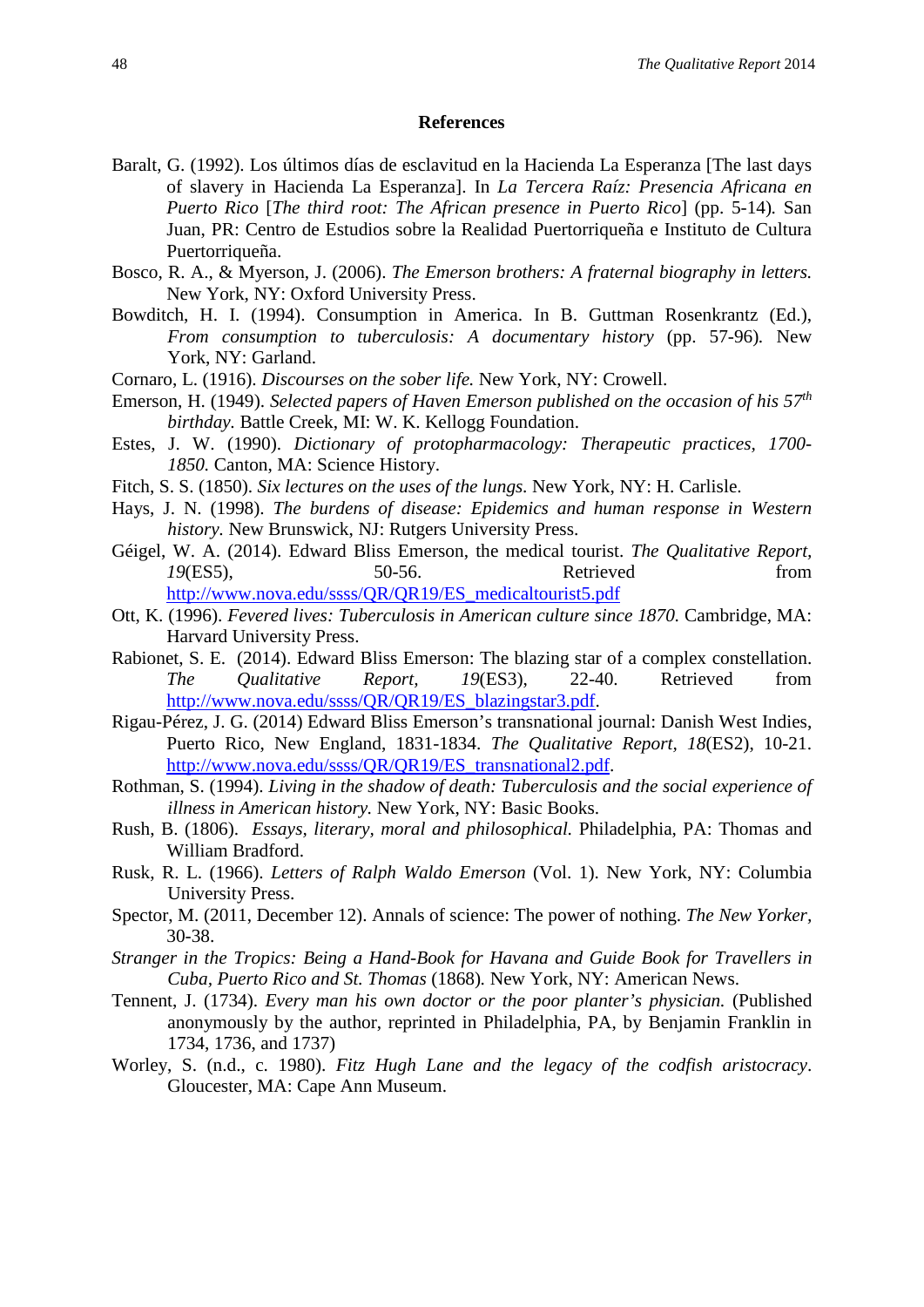## References

Baralt, G. (1992). Los últimos días de esclavitud en la Hacienda La Esperanza [The last days of slavery in Hacienda La Esperanza]. In *La Tercera Raíz: Presencia Africana en Puerto Rico* [*The third root: The African presence in Puerto Rico*] (pp. 5-14)*.* San Juan, PR: Centro de Estudios sobre la Realidad Puertorriqueña e Instituto de Cultura Puertorriqueña.

Bosco, R. A., & Myerson, J. (2006). *The Emerson brothers: A fraternal biography in letters.* New York, NY: Oxford University Press.

Bowditch, H. I. (1994). Consumption in America. In B. Guttman Rosenkrantz (Ed.), *From consumption to tuberculosis: A documentary history* (pp. 57-96)*.* New York, NY: Garland.

Cornaro, L. (1916). *Discourses on the sober life.* New York, NY: Crowell.

Emerson, H. (1949). *Selected papers of Haven Emerson published on the occasion of his 57th birthday.* Battle Creek, MI: W. K. Kellogg Foundation.

Estes, J. W. (1990). *Dictionary of protopharmacology: Therapeutic practices, 1700-1850.* Canton, MA: Science History.

Fitch, S. S. (1850). *Six lectures on the uses of the lungs.* New York, NY: H. Carlisle.

Hays, J. N. (1998). *The burdens of disease: Epidemics and human response in Western history.* New Brunswick, NJ: Rutgers University Press.

Géigel, W. A. (2014). Edward Bliss Emerson, the medical tourist. *The Qualitative Report, 19*(ES5), 50-56. Retrieved from http://www.nova.edu/ssss/QR/QR19/ES_medicaltourist5.pdf

Ott, K. (1996). *Fevered lives: Tuberculosis in American culture since 1870.* Cambridge, MA: Harvard University Press.

Rabionet, S. E. (2014). Edward Bliss Emerson: The blazing star of a complex constellation. *The Qualitative Report, 19*(ES3), 22-40. Retrieved from http://www.nova.edu/ssss/QR/QR19/ES_blazingstar3.pdf.

Rigau-Pérez, J. G. (2014) Edward Bliss Emerson's transnational journal: Danish West Indies, Puerto Rico, New England, 1831-1834. *The Qualitative Report*, *18*(ES2), 10-21. http://www.nova.edu/ssss/QR/QR19/ES_transnational2.pdf.

Rothman, S. (1994). *Living in the shadow of death: Tuberculosis and the social experience of illness in American history.* New York, NY: Basic Books.

Rush, B. (1806). *Essays, literary, moral and philosophical.* Philadelphia, PA: Thomas and William Bradford.

Rusk, R. L. (1966). *Letters of Ralph Waldo Emerson* (Vol. 1). New York, NY: Columbia University Press.

Spector, M. (2011, December 12). Annals of science: The power of nothing. *The New Yorker*, 30-38.

*Stranger in the Tropics: Being a Hand-Book for Havana and Guide Book for Travellers in Cuba, Puerto Rico and St. Thomas* (1868)*.* New York, NY: American News.

Tennent, J. (1734). *Every man his own doctor or the poor planter's physician.* (Published anonymously by the author, reprinted in Philadelphia, PA, by Benjamin Franklin in 1734, 1736, and 1737)

Worley, S. (n.d., c. 1980). *Fitz Hugh Lane and the legacy of the codfish aristocracy*. Gloucester, MA: Cape Ann Museum.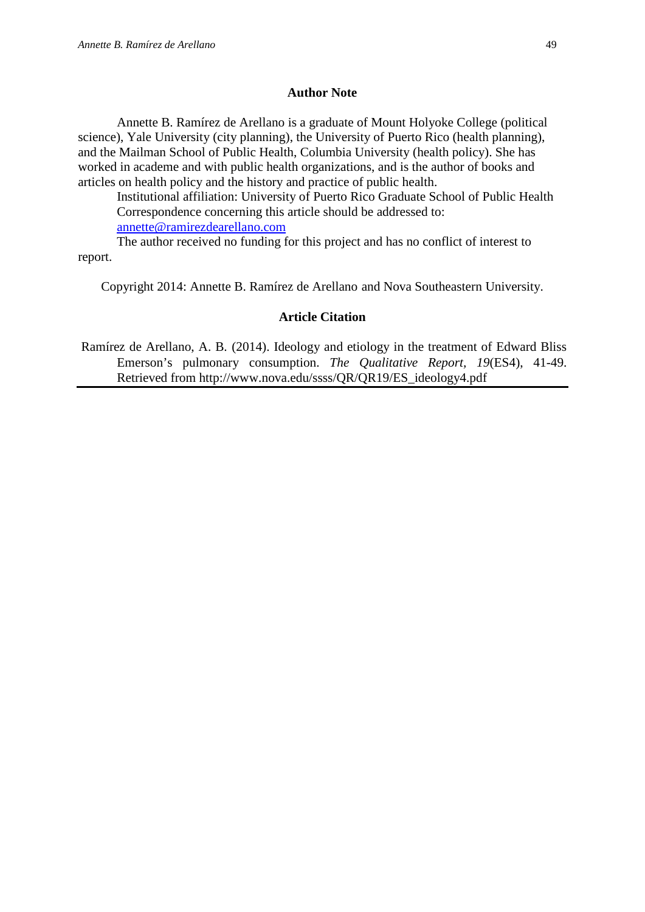## Author Note

Annette B. Ramírez de Arellano is a graduate of Mount Holyoke College (political science), Yale University (city planning), the University of Puerto Rico (health planning), and the Mailman School of Public Health, Columbia University (health policy). She has worked in academe and with public health organizations, and is the author of books and articles on health policy and the history and practice of public health.

Institutional affiliation: University of Puerto Rico Graduate School of Public Health

Correspondence concerning this article should be addressed to: annette@ramirezdearellano.com

The author received no funding for this project and has no conflict of interest to report.

Copyright 2014: Annette B. Ramírez de Arellano and Nova Southeastern University.

## Article Citation

Ramírez de Arellano, A. B. (2014). Ideology and etiology in the treatment of Edward Bliss Emerson's pulmonary consumption. *The Qualitative Report, 19*(ES4), 41-49. Retrieved from http://www.nova.edu/ssss/QR/QR19/ES_ideology4.pdf